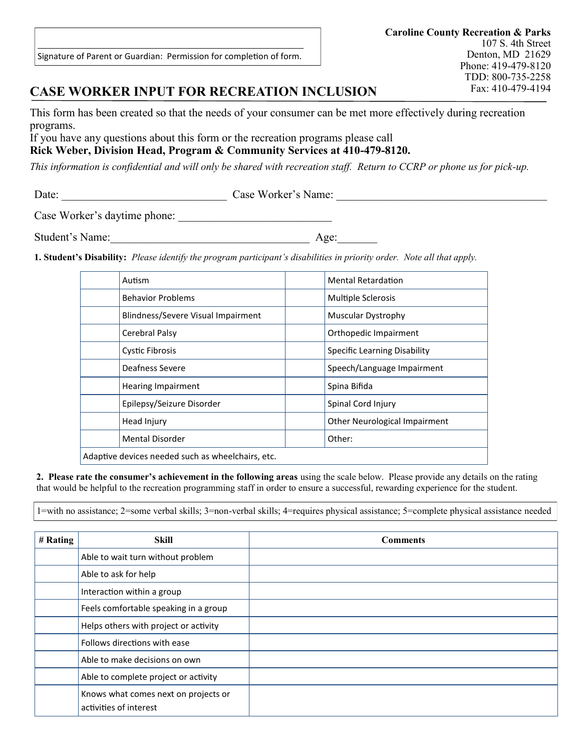\_\_\_\_\_\_\_\_\_\_\_\_\_\_\_\_\_\_\_\_\_\_\_\_\_\_\_\_\_\_\_\_\_\_\_\_\_\_\_\_\_\_\_\_
Signature of Parent or Guardian: Permission for completion of form.

**Caroline County Recreation & Parks**
107 S. 4th Street
Denton, MD 21629
Phone: 419-479-8120
TDD: 800-735-2258
Fax: 410-479-4194

# CASE WORKER INPUT FOR RECREATION INCLUSION

This form has been created so that the needs of your consumer can be met more effectively during recreation programs.
If you have any questions about this form or the recreation programs please call
**Rick Weber, Division Head, Program & Community Services at 410-479-8120.**

*This information is confidential and will only be shared with recreation staff. Return to CCRP or phone us for pick-up.*

Date: \_\_\_\_\_\_\_\_\_\_\_\_\_\_\_\_\_\_\_\_\_\_\_\_\_\_\_\_\_\_ Case Worker's Name: \_\_\_\_\_\_\_\_\_\_\_\_\_\_\_\_\_\_\_\_\_\_\_\_\_\_\_\_\_\_\_\_\_\_\_\_\_\_

Case Worker's daytime phone: \_\_\_\_\_\_\_\_\_\_\_\_\_\_\_\_\_\_\_\_\_\_\_\_\_\_\_

Student's Name:\_\_\_\_\_\_\_\_\_\_\_\_\_\_\_\_\_\_\_\_\_\_\_\_\_\_\_\_\_\_\_\_\_\_\_\_ Age:\_\_\_\_\_\_\_

**1. Student's Disability:** *Please identify the program participant's disabilities in priority order. Note all that apply.*

| | | | |
|---|---|---|---|
| | Autism | | Mental Retardation |
| | Behavior Problems | | Multiple Sclerosis |
| | Blindness/Severe Visual Impairment | | Muscular Dystrophy |
| | Cerebral Palsy | | Orthopedic Impairment |
| | Cystic Fibrosis | | Specific Learning Disability |
| | Deafness Severe | | Speech/Language Impairment |
| | Hearing Impairment | | Spina Bifida |
| | Epilepsy/Seizure Disorder | | Spinal Cord Injury |
| | Head Injury | | Other Neurological Impairment |
| | Mental Disorder | | Other: |
| Adaptive devices needed such as wheelchairs, etc. | | | |

**2. Please rate the consumer's achievement in the following areas** using the scale below. Please provide any details on the rating that would be helpful to the recreation programming staff in order to ensure a successful, rewarding experience for the student.

1=with no assistance; 2=some verbal skills; 3=non-verbal skills; 4=requires physical assistance; 5=complete physical assistance needed

| # Rating | Skill | Comments |
|---|---|---|
| | Able to wait turn without problem | |
| | Able to ask for help | |
| | Interaction within a group | |
| | Feels comfortable speaking in a group | |
| | Helps others with project or activity | |
| | Follows directions with ease | |
| | Able to make decisions on own | |
| | Able to complete project or activity | |
| | Knows what comes next on projects or activities of interest | |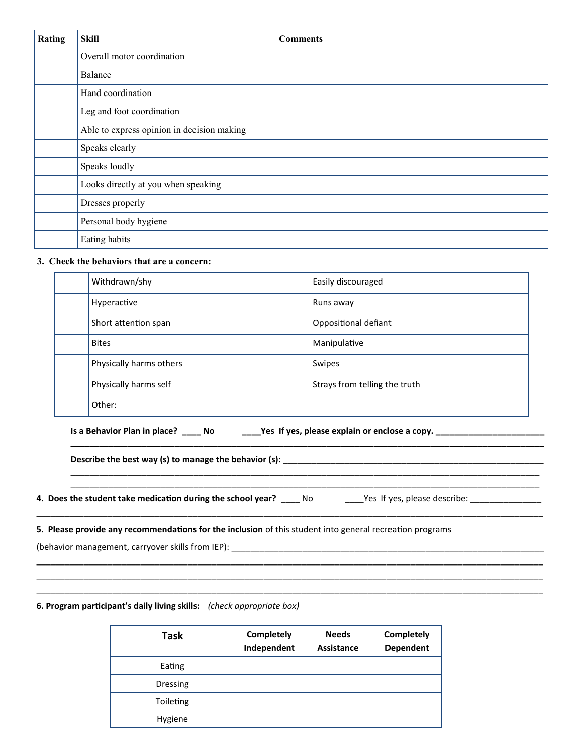| Rating | Skill | Comments |
|---|---|---|
| | Overall motor coordination | |
| | Balance | |
| | Hand coordination | |
| | Leg and foot coordination | |
| | Able to express opinion in decision making | |
| | Speaks clearly | |
| | Speaks loudly | |
| | Looks directly at you when speaking | |
| | Dresses properly | |
| | Personal body hygiene | |
| | Eating habits | |

**3. Check the behaviors that are a concern:**

| | | | |
|---|---|---|---|
| | Withdrawn/shy | | Easily discouraged |
| | Hyperactive | | Runs away |
| | Short attention span | | Oppositional defiant |
| | Bites | | Manipulative |
| | Physically harms others | | Swipes |
| | Physically harms self | | Strays from telling the truth |
| | Other: | | |

**Is a Behavior Plan in place? ____ No ____Yes If yes, please explain or enclose a copy. ________________________**

**______________________________________________________________________________________________**

**Describe the best way (s) to manage the behavior (s):** ________________________________________________

______________________________________________________________________________________________

______________________________________________________________________________________________

**4. Does the student take medication during the school year?** ____ No ____Yes If yes, please describe: _______________

______________________________________________________________________________________________

**5. Please provide any recommendations for the inclusion** of this student into general recreation programs

(behavior management, carryover skills from IEP): _____________________________________________________

______________________________________________________________________________________________

______________________________________________________________________________________________

______________________________________________________________________________________________

**6. Program participant's daily living skills:** *(check appropriate box)*

| Task | Completely Independent | Needs Assistance | Completely Dependent |
|---|---|---|---|
| Eating | | | |
| Dressing | | | |
| Toileting | | | |
| Hygiene | | | |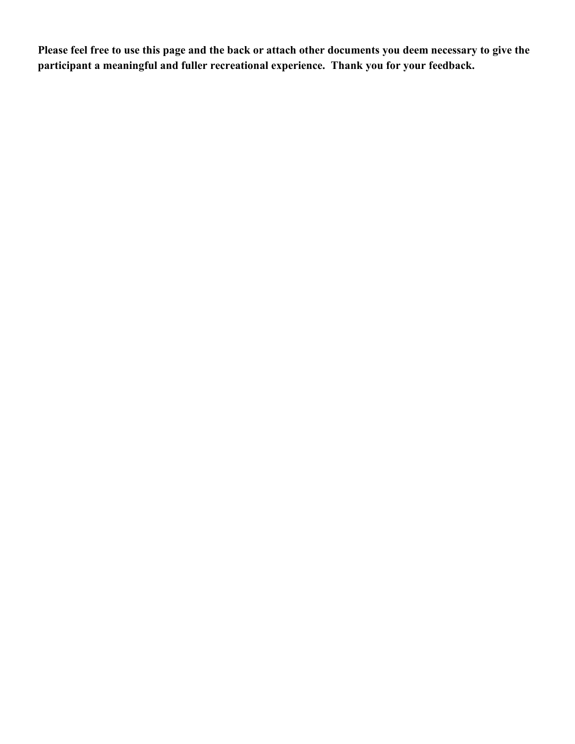**Please feel free to use this page and the back or attach other documents you deem necessary to give the participant a meaningful and fuller recreational experience. Thank you for your feedback.**